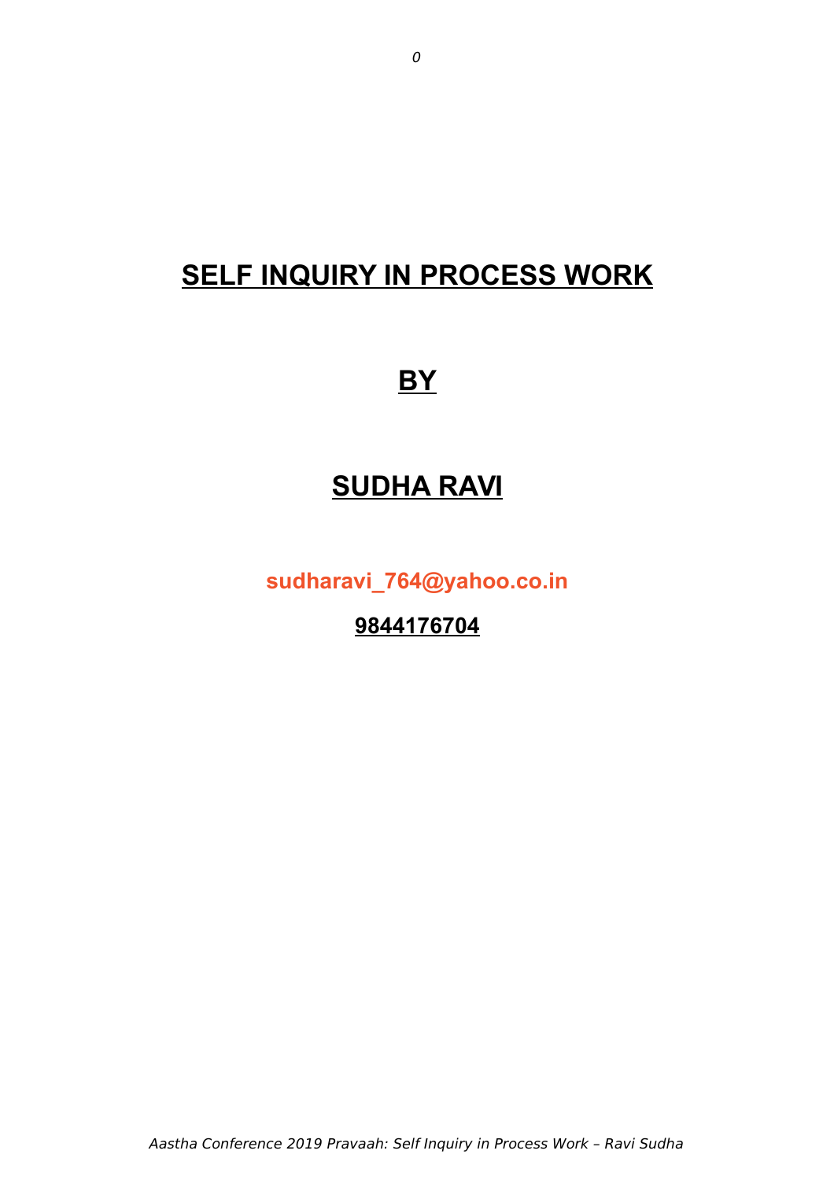# SELF INQUIRY IN PROCESS WORK

## BY

## SUDHA RAVI

**sudharavi_764@yahoo.co.in**

**9844176704**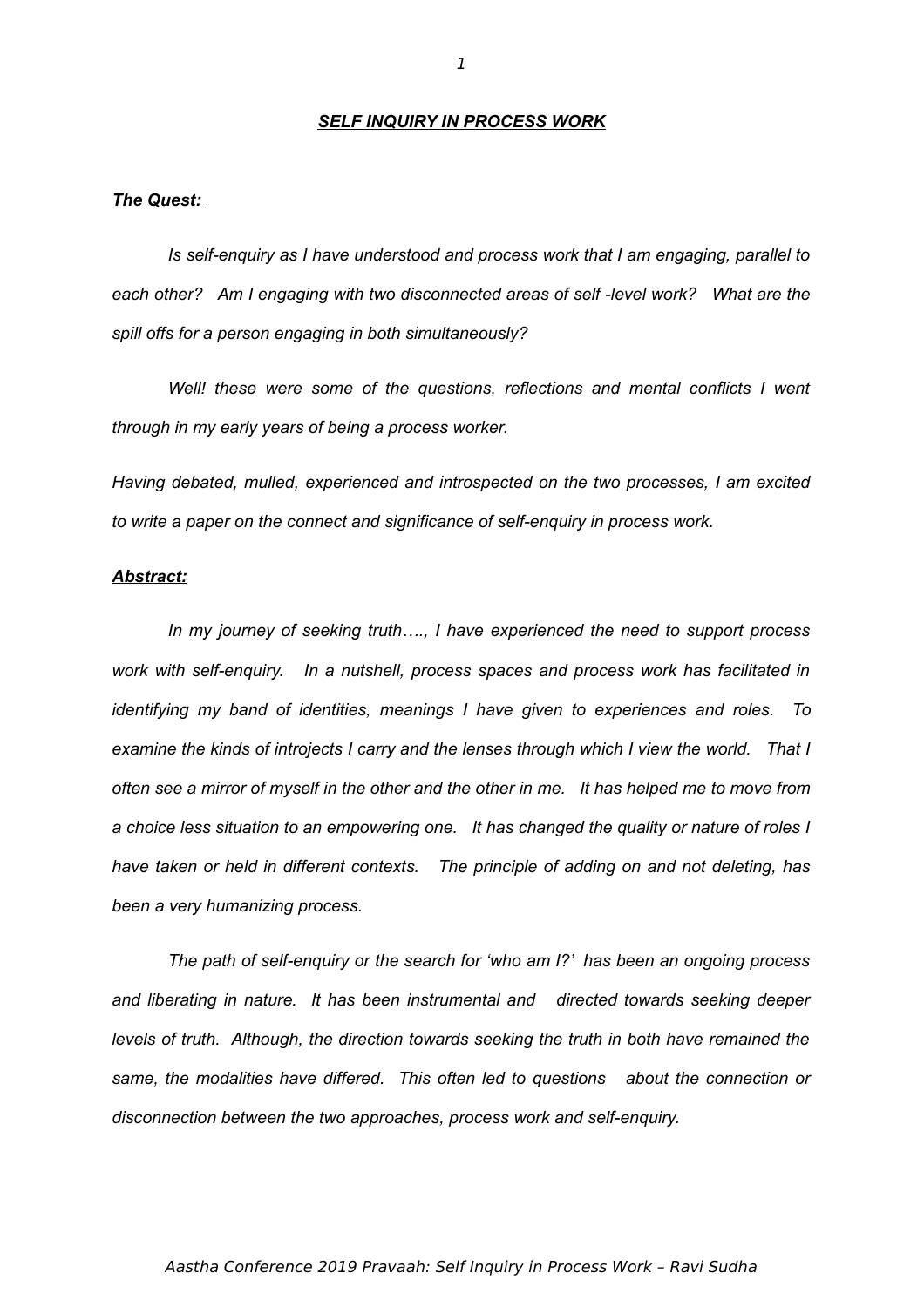## ***SELF INQUIRY IN PROCESS WORK***

***The Quest:***

*Is self-enquiry as I have understood and process work that I am engaging, parallel to each other? Am I engaging with two disconnected areas of self -level work? What are the spill offs for a person engaging in both simultaneously?*

*Well! these were some of the questions, reflections and mental conflicts I went through in my early years of being a process worker.*

*Having debated, mulled, experienced and introspected on the two processes, I am excited to write a paper on the connect and significance of self-enquiry in process work.*

***Abstract:***

*In my journey of seeking truth…., I have experienced the need to support process work with self-enquiry. In a nutshell, process spaces and process work has facilitated in identifying my band of identities, meanings I have given to experiences and roles. To examine the kinds of introjects I carry and the lenses through which I view the world. That I often see a mirror of myself in the other and the other in me. It has helped me to move from a choice less situation to an empowering one. It has changed the quality or nature of roles I have taken or held in different contexts. The principle of adding on and not deleting, has been a very humanizing process.*

*The path of self-enquiry or the search for 'who am I?' has been an ongoing process and liberating in nature. It has been instrumental and directed towards seeking deeper levels of truth. Although, the direction towards seeking the truth in both have remained the same, the modalities have differed. This often led to questions about the connection or disconnection between the two approaches, process work and self-enquiry.*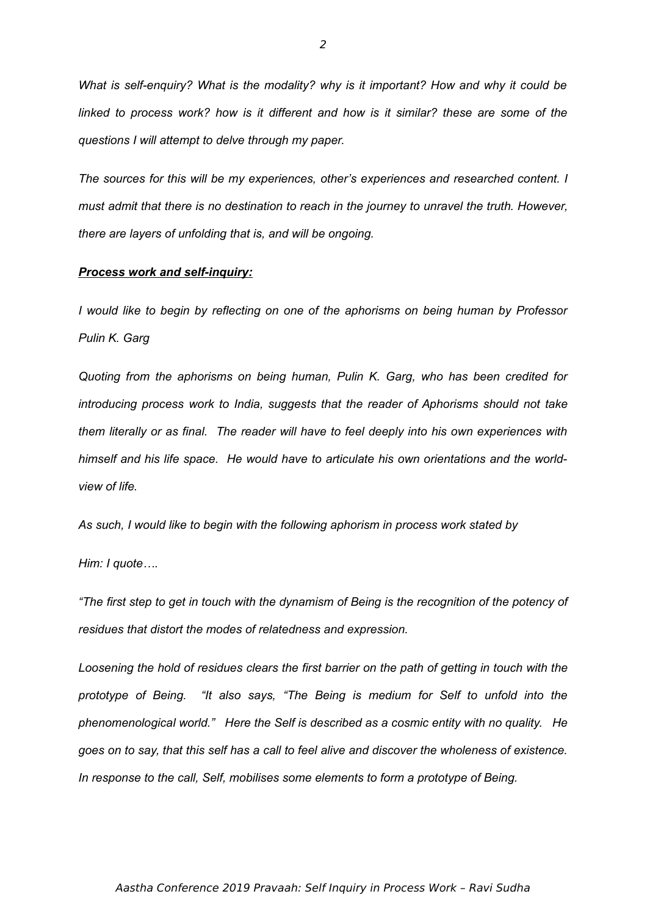*What is self-enquiry? What is the modality? why is it important? How and why it could be linked to process work? how is it different and how is it similar? these are some of the questions I will attempt to delve through my paper.*

*The sources for this will be my experiences, other's experiences and researched content. I must admit that there is no destination to reach in the journey to unravel the truth. However, there are layers of unfolding that is, and will be ongoing.*

***Process work and self-inquiry:***

*I would like to begin by reflecting on one of the aphorisms on being human by Professor Pulin K. Garg*

*Quoting from the aphorisms on being human, Pulin K. Garg, who has been credited for introducing process work to India, suggests that the reader of Aphorisms should not take them literally or as final. The reader will have to feel deeply into his own experiences with himself and his life space. He would have to articulate his own orientations and the world-view of life.*

*As such, I would like to begin with the following aphorism in process work stated by*

*Him: I quote….*

*"The first step to get in touch with the dynamism of Being is the recognition of the potency of residues that distort the modes of relatedness and expression.*

*Loosening the hold of residues clears the first barrier on the path of getting in touch with the prototype of Being. "It also says, "The Being is medium for Self to unfold into the phenomenological world." Here the Self is described as a cosmic entity with no quality. He goes on to say, that this self has a call to feel alive and discover the wholeness of existence. In response to the call, Self, mobilises some elements to form a prototype of Being.*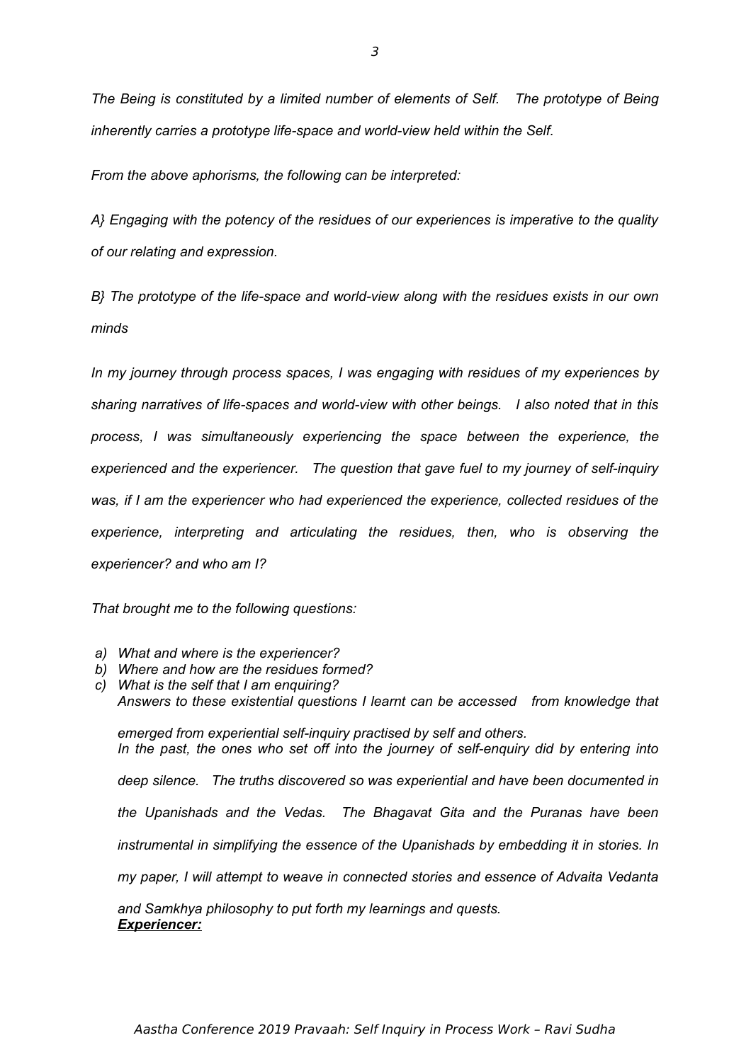*The Being is constituted by a limited number of elements of Self. The prototype of Being inherently carries a prototype life-space and world-view held within the Self.*

*From the above aphorisms, the following can be interpreted:*

*A} Engaging with the potency of the residues of our experiences is imperative to the quality of our relating and expression.*

*B} The prototype of the life-space and world-view along with the residues exists in our own minds*

*In my journey through process spaces, I was engaging with residues of my experiences by sharing narratives of life-spaces and world-view with other beings. I also noted that in this process, I was simultaneously experiencing the space between the experience, the experienced and the experiencer. The question that gave fuel to my journey of self-inquiry was, if I am the experiencer who had experienced the experience, collected residues of the experience, interpreting and articulating the residues, then, who is observing the experiencer? and who am I?*

*That brought me to the following questions:*

- *a) What and where is the experiencer?*
- *b) Where and how are the residues formed?*
- *c) What is the self that I am enquiring?*

*Answers to these existential questions I learnt can be accessed from knowledge that emerged from experiential self-inquiry practised by self and others.*

*In the past, the ones who set off into the journey of self-enquiry did by entering into deep silence. The truths discovered so was experiential and have been documented in the Upanishads and the Vedas. The Bhagavat Gita and the Puranas have been instrumental in simplifying the essence of the Upanishads by embedding it in stories. In my paper, I will attempt to weave in connected stories and essence of Advaita Vedanta and Samkhya philosophy to put forth my learnings and quests.*

***Experiencer:***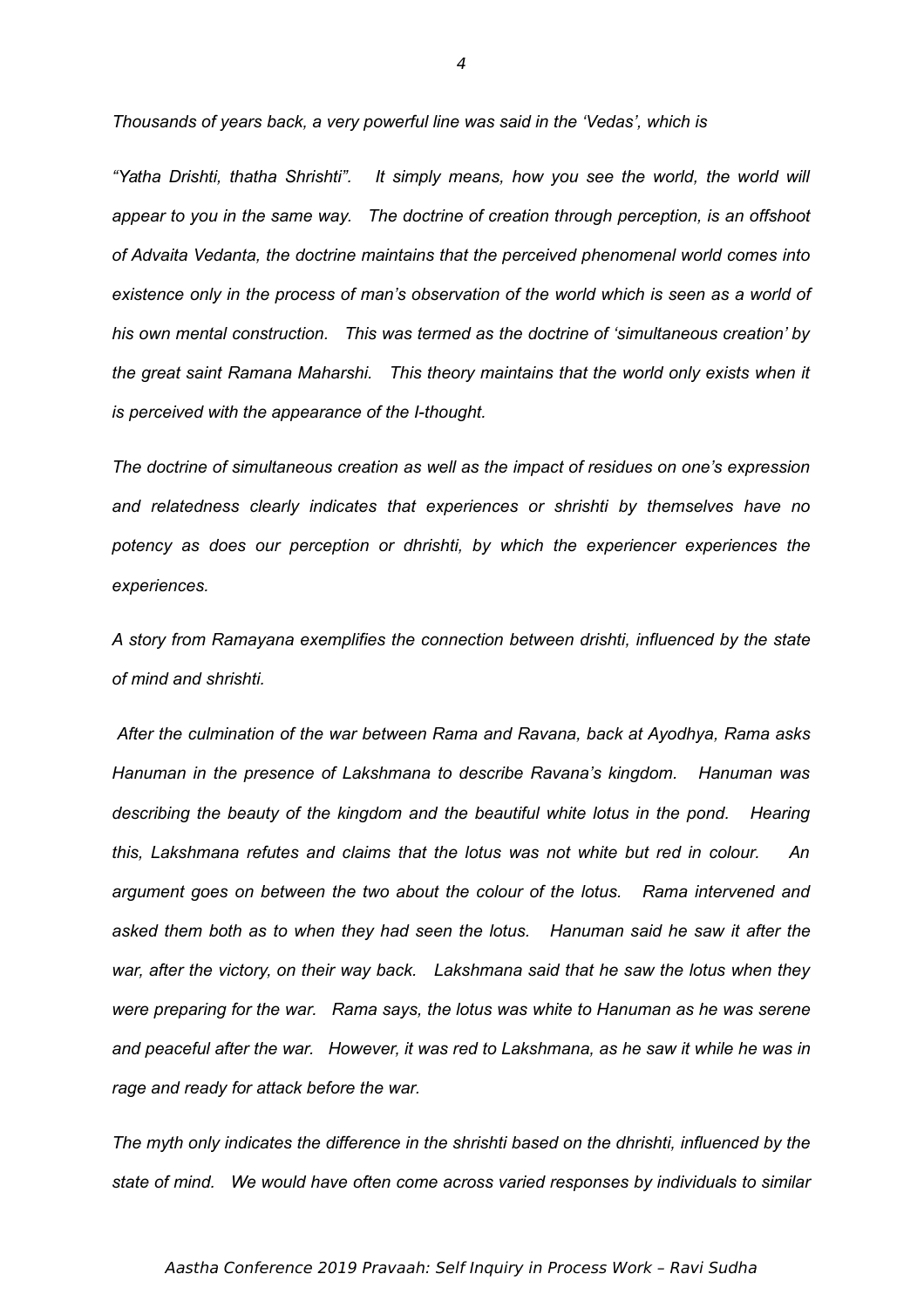*Thousands of years back, a very powerful line was said in the 'Vedas', which is*

*"Yatha Drishti, thatha Shrishti". It simply means, how you see the world, the world will appear to you in the same way. The doctrine of creation through perception, is an offshoot of Advaita Vedanta, the doctrine maintains that the perceived phenomenal world comes into existence only in the process of man's observation of the world which is seen as a world of his own mental construction. This was termed as the doctrine of 'simultaneous creation' by the great saint Ramana Maharshi. This theory maintains that the world only exists when it is perceived with the appearance of the I-thought.*

*The doctrine of simultaneous creation as well as the impact of residues on one's expression and relatedness clearly indicates that experiences or shrishti by themselves have no potency as does our perception or dhrishti, by which the experiencer experiences the experiences.*

*A story from Ramayana exemplifies the connection between drishti, influenced by the state of mind and shrishti.*

*After the culmination of the war between Rama and Ravana, back at Ayodhya, Rama asks Hanuman in the presence of Lakshmana to describe Ravana's kingdom. Hanuman was describing the beauty of the kingdom and the beautiful white lotus in the pond. Hearing this, Lakshmana refutes and claims that the lotus was not white but red in colour. An argument goes on between the two about the colour of the lotus. Rama intervened and asked them both as to when they had seen the lotus. Hanuman said he saw it after the war, after the victory, on their way back. Lakshmana said that he saw the lotus when they were preparing for the war. Rama says, the lotus was white to Hanuman as he was serene and peaceful after the war. However, it was red to Lakshmana, as he saw it while he was in rage and ready for attack before the war.*

*The myth only indicates the difference in the shrishti based on the dhrishti, influenced by the state of mind. We would have often come across varied responses by individuals to similar*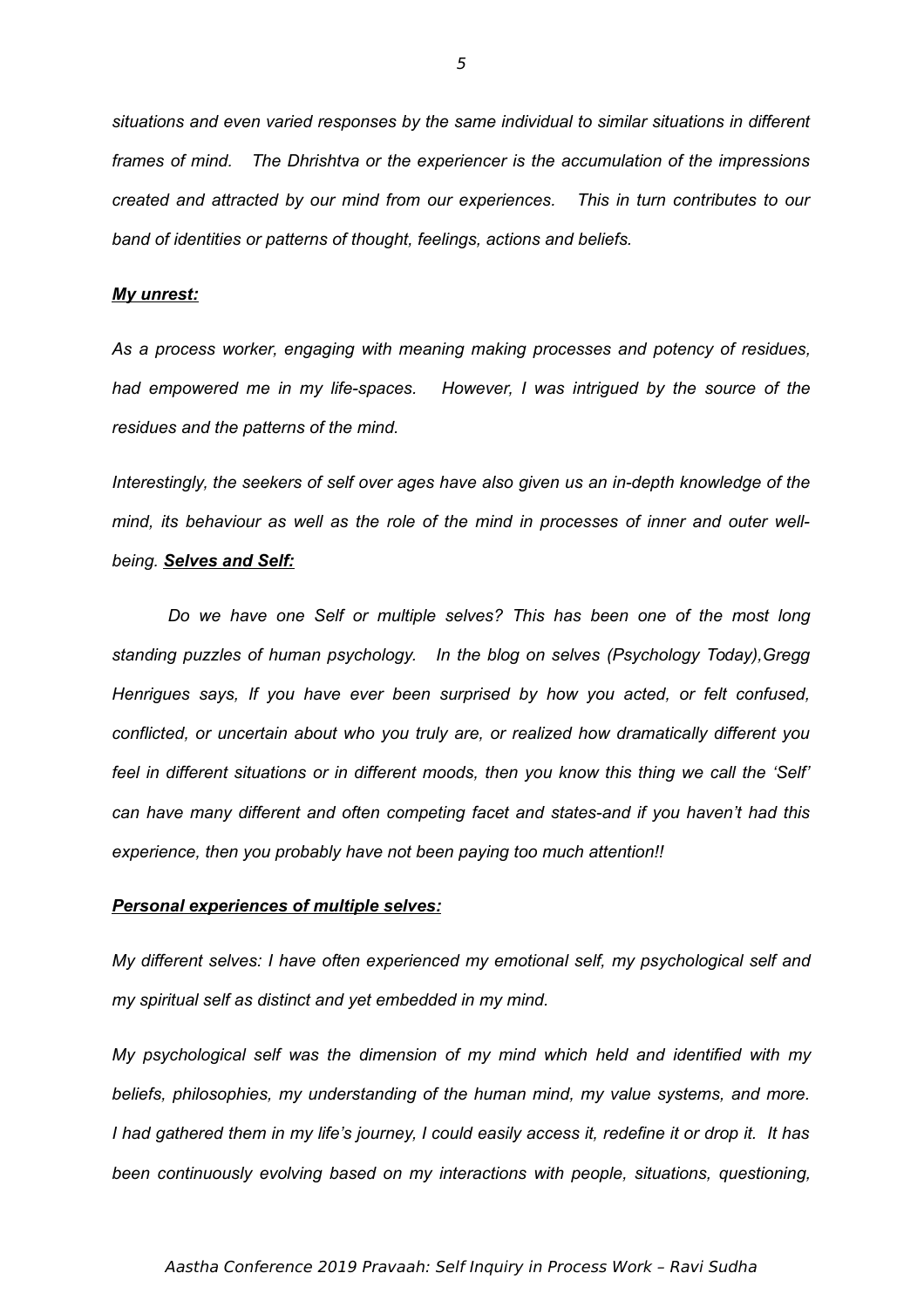*situations and even varied responses by the same individual to similar situations in different frames of mind. The Dhrishtva or the experiencer is the accumulation of the impressions created and attracted by our mind from our experiences. This in turn contributes to our band of identities or patterns of thought, feelings, actions and beliefs.*

***My unrest:***

*As a process worker, engaging with meaning making processes and potency of residues, had empowered me in my life-spaces. However, I was intrigued by the source of the residues and the patterns of the mind.*

*Interestingly, the seekers of self over ages have also given us an in-depth knowledge of the mind, its behaviour as well as the role of the mind in processes of inner and outer well-being.* ***Selves and Self:***

*Do we have one Self or multiple selves? This has been one of the most long standing puzzles of human psychology. In the blog on selves (Psychology Today),Gregg Henrigues says, If you have ever been surprised by how you acted, or felt confused, conflicted, or uncertain about who you truly are, or realized how dramatically different you feel in different situations or in different moods, then you know this thing we call the 'Self' can have many different and often competing facet and states-and if you haven't had this experience, then you probably have not been paying too much attention!!*

***Personal experiences of multiple selves:***

*My different selves: I have often experienced my emotional self, my psychological self and my spiritual self as distinct and yet embedded in my mind.*

*My psychological self was the dimension of my mind which held and identified with my beliefs, philosophies, my understanding of the human mind, my value systems, and more. I had gathered them in my life's journey, I could easily access it, redefine it or drop it. It has been continuously evolving based on my interactions with people, situations, questioning,*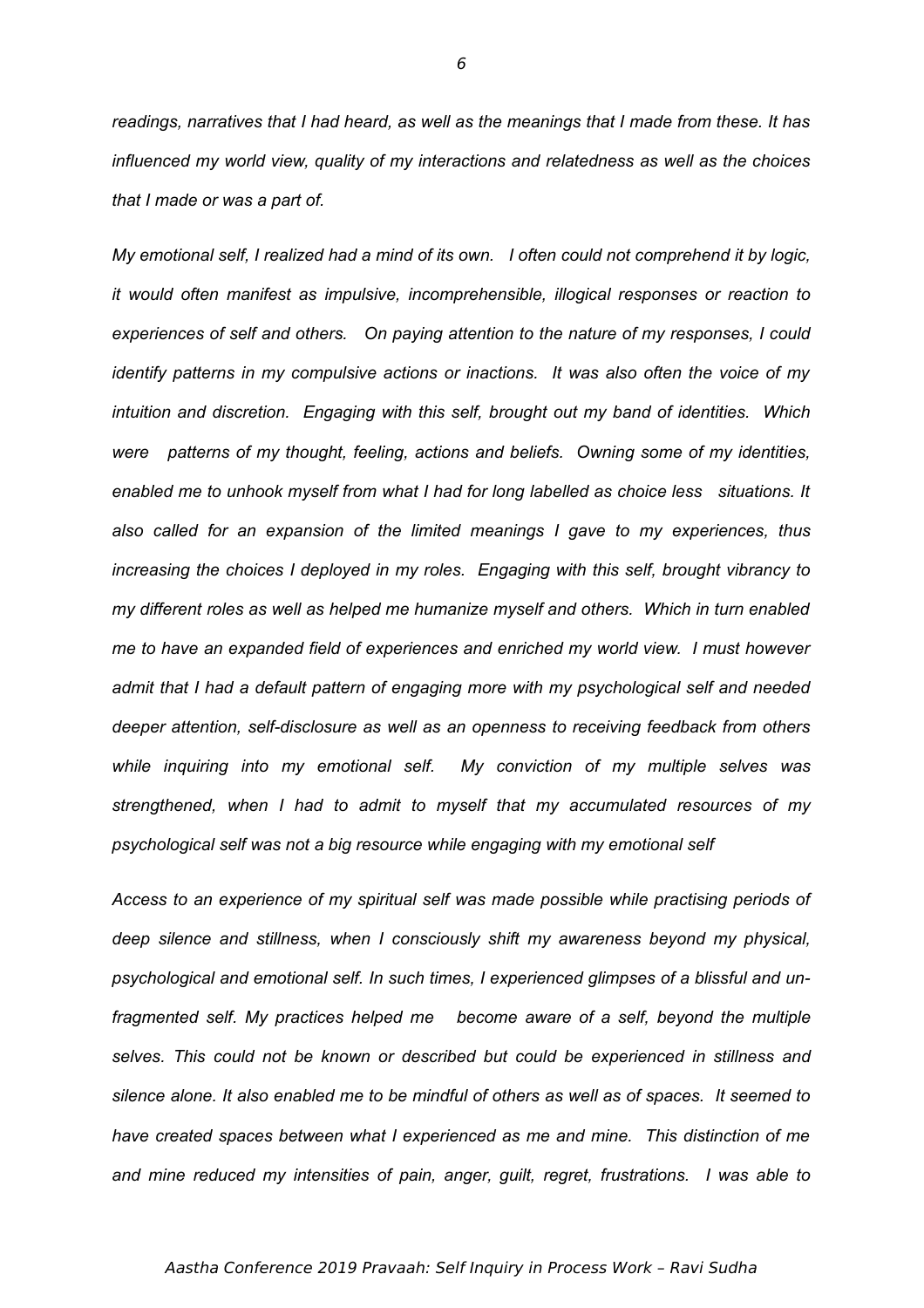*readings, narratives that I had heard, as well as the meanings that I made from these. It has influenced my world view, quality of my interactions and relatedness as well as the choices that I made or was a part of.*

*My emotional self, I realized had a mind of its own. I often could not comprehend it by logic, it would often manifest as impulsive, incomprehensible, illogical responses or reaction to experiences of self and others. On paying attention to the nature of my responses, I could identify patterns in my compulsive actions or inactions. It was also often the voice of my intuition and discretion. Engaging with this self, brought out my band of identities. Which were patterns of my thought, feeling, actions and beliefs. Owning some of my identities, enabled me to unhook myself from what I had for long labelled as choice less situations. It also called for an expansion of the limited meanings I gave to my experiences, thus increasing the choices I deployed in my roles. Engaging with this self, brought vibrancy to my different roles as well as helped me humanize myself and others. Which in turn enabled me to have an expanded field of experiences and enriched my world view. I must however admit that I had a default pattern of engaging more with my psychological self and needed deeper attention, self-disclosure as well as an openness to receiving feedback from others while inquiring into my emotional self. My conviction of my multiple selves was strengthened, when I had to admit to myself that my accumulated resources of my psychological self was not a big resource while engaging with my emotional self*

*Access to an experience of my spiritual self was made possible while practising periods of deep silence and stillness, when I consciously shift my awareness beyond my physical, psychological and emotional self. In such times, I experienced glimpses of a blissful and un-fragmented self. My practices helped me become aware of a self, beyond the multiple selves. This could not be known or described but could be experienced in stillness and silence alone. It also enabled me to be mindful of others as well as of spaces. It seemed to have created spaces between what I experienced as me and mine. This distinction of me and mine reduced my intensities of pain, anger, guilt, regret, frustrations. I was able to*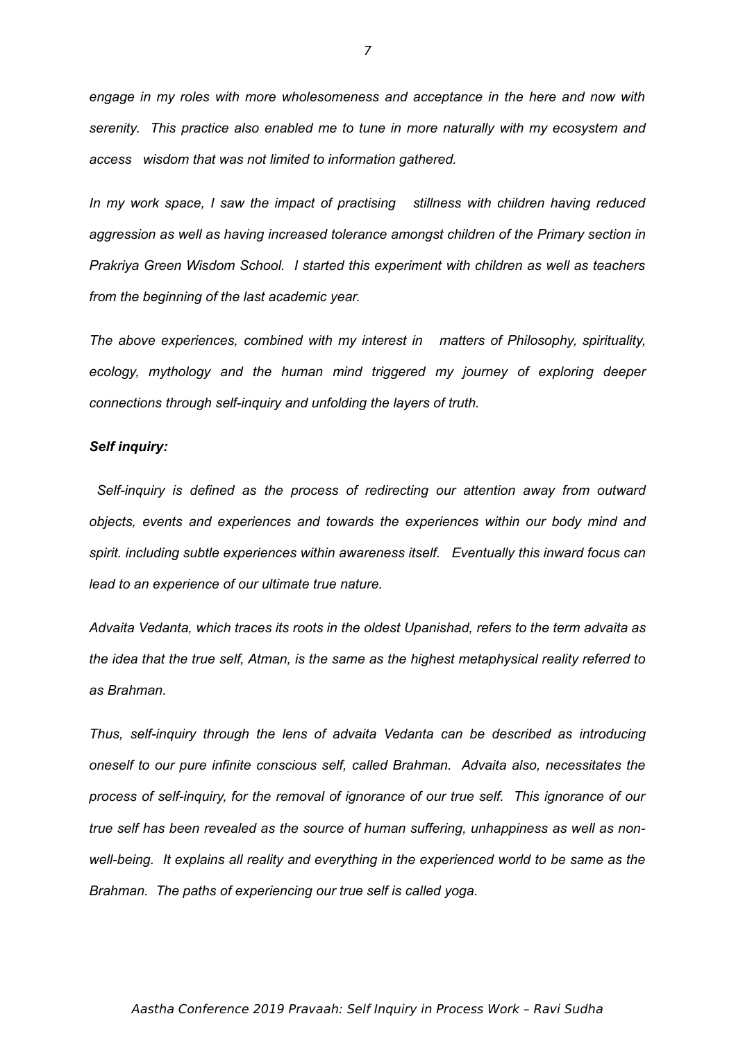*engage in my roles with more wholesomeness and acceptance in the here and now with serenity. This practice also enabled me to tune in more naturally with my ecosystem and access wisdom that was not limited to information gathered.*

*In my work space, I saw the impact of practising stillness with children having reduced aggression as well as having increased tolerance amongst children of the Primary section in Prakriya Green Wisdom School. I started this experiment with children as well as teachers from the beginning of the last academic year.*

*The above experiences, combined with my interest in matters of Philosophy, spirituality, ecology, mythology and the human mind triggered my journey of exploring deeper connections through self-inquiry and unfolding the layers of truth.*

***Self inquiry:***

*Self-inquiry is defined as the process of redirecting our attention away from outward objects, events and experiences and towards the experiences within our body mind and spirit. including subtle experiences within awareness itself. Eventually this inward focus can lead to an experience of our ultimate true nature.*

*Advaita Vedanta, which traces its roots in the oldest Upanishad, refers to the term advaita as the idea that the true self, Atman, is the same as the highest metaphysical reality referred to as Brahman.*

*Thus, self-inquiry through the lens of advaita Vedanta can be described as introducing oneself to our pure infinite conscious self, called Brahman. Advaita also, necessitates the process of self-inquiry, for the removal of ignorance of our true self. This ignorance of our true self has been revealed as the source of human suffering, unhappiness as well as non-well-being. It explains all reality and everything in the experienced world to be same as the Brahman. The paths of experiencing our true self is called yoga.*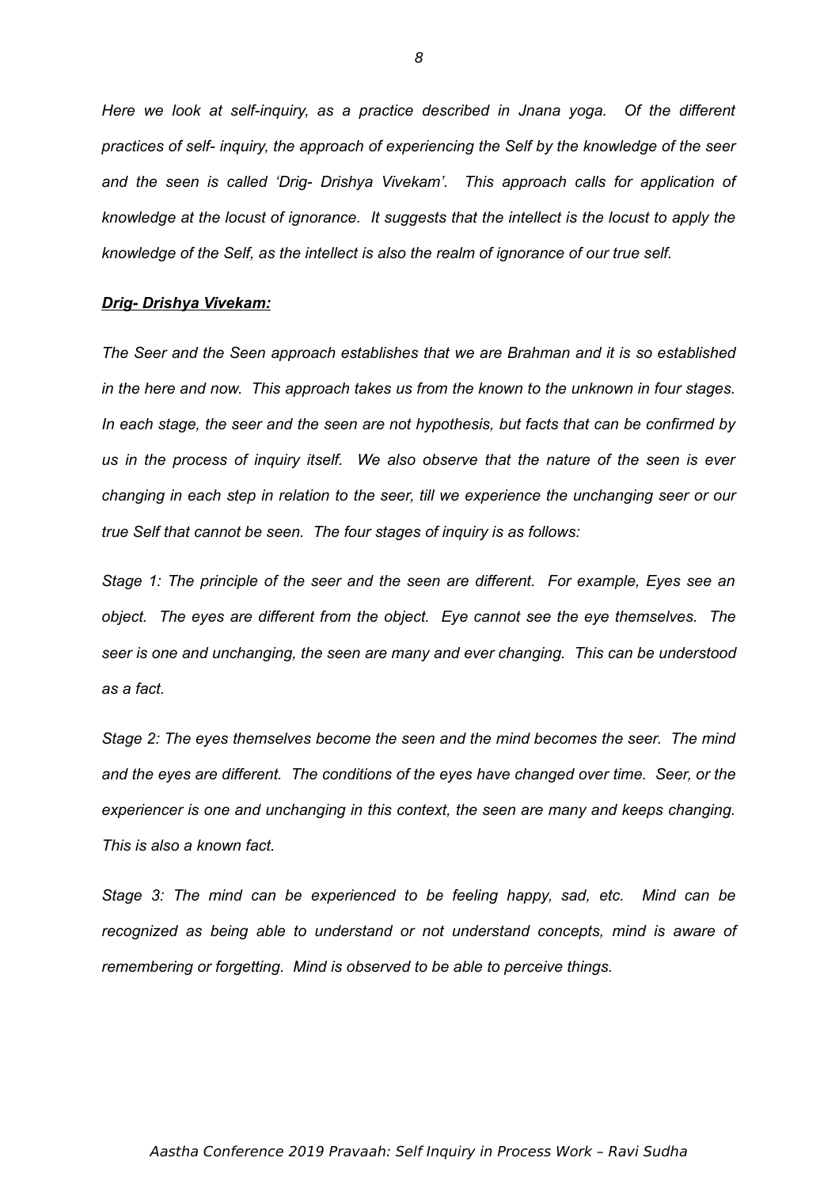*Here we look at self-inquiry, as a practice described in Jnana yoga. Of the different practices of self- inquiry, the approach of experiencing the Self by the knowledge of the seer and the seen is called 'Drig- Drishya Vivekam'. This approach calls for application of knowledge at the locust of ignorance. It suggests that the intellect is the locust to apply the knowledge of the Self, as the intellect is also the realm of ignorance of our true self.*

***Drig- Drishya Vivekam:***

*The Seer and the Seen approach establishes that we are Brahman and it is so established in the here and now. This approach takes us from the known to the unknown in four stages. In each stage, the seer and the seen are not hypothesis, but facts that can be confirmed by us in the process of inquiry itself. We also observe that the nature of the seen is ever changing in each step in relation to the seer, till we experience the unchanging seer or our true Self that cannot be seen. The four stages of inquiry is as follows:*

*Stage 1: The principle of the seer and the seen are different. For example, Eyes see an object. The eyes are different from the object. Eye cannot see the eye themselves. The seer is one and unchanging, the seen are many and ever changing. This can be understood as a fact.*

*Stage 2: The eyes themselves become the seen and the mind becomes the seer. The mind and the eyes are different. The conditions of the eyes have changed over time. Seer, or the experiencer is one and unchanging in this context, the seen are many and keeps changing. This is also a known fact.*

*Stage 3: The mind can be experienced to be feeling happy, sad, etc. Mind can be recognized as being able to understand or not understand concepts, mind is aware of remembering or forgetting. Mind is observed to be able to perceive things.*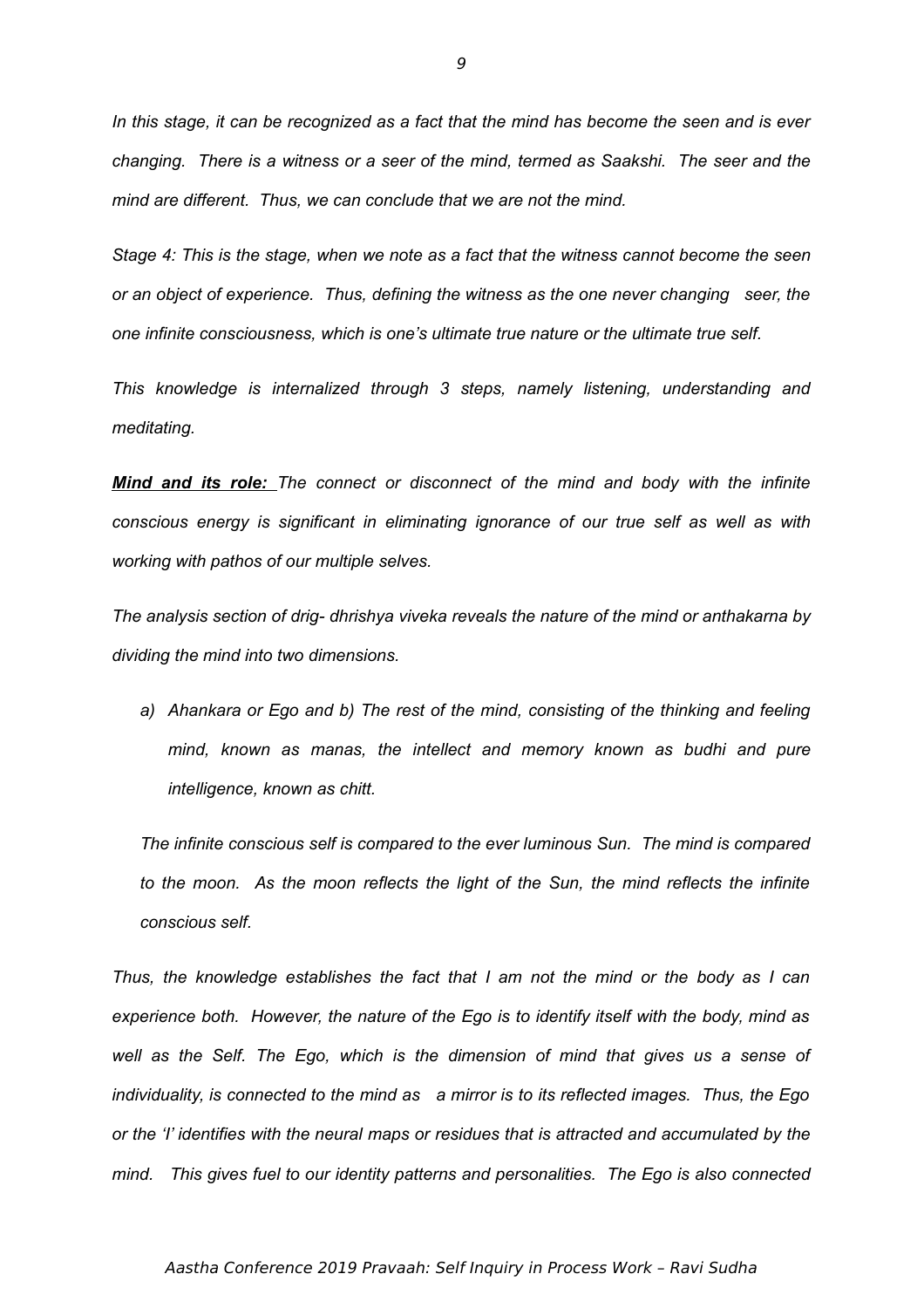*In this stage, it can be recognized as a fact that the mind has become the seen and is ever changing. There is a witness or a seer of the mind, termed as Saakshi. The seer and the mind are different. Thus, we can conclude that we are not the mind.*

*Stage 4: This is the stage, when we note as a fact that the witness cannot become the seen or an object of experience. Thus, defining the witness as the one never changing seer, the one infinite consciousness, which is one's ultimate true nature or the ultimate true self.*

*This knowledge is internalized through 3 steps, namely listening, understanding and meditating.*

***<u>Mind and its role:</u>*** *The connect or disconnect of the mind and body with the infinite conscious energy is significant in eliminating ignorance of our true self as well as with working with pathos of our multiple selves.*

*The analysis section of drig- dhrishya viveka reveals the nature of the mind or anthakarna by dividing the mind into two dimensions.*

*a) Ahankara or Ego and b) The rest of the mind, consisting of the thinking and feeling mind, known as manas, the intellect and memory known as budhi and pure intelligence, known as chitt.*

*The infinite conscious self is compared to the ever luminous Sun. The mind is compared to the moon. As the moon reflects the light of the Sun, the mind reflects the infinite conscious self.*

*Thus, the knowledge establishes the fact that I am not the mind or the body as I can experience both. However, the nature of the Ego is to identify itself with the body, mind as well as the Self. The Ego, which is the dimension of mind that gives us a sense of individuality, is connected to the mind as a mirror is to its reflected images. Thus, the Ego or the 'I' identifies with the neural maps or residues that is attracted and accumulated by the mind. This gives fuel to our identity patterns and personalities. The Ego is also connected*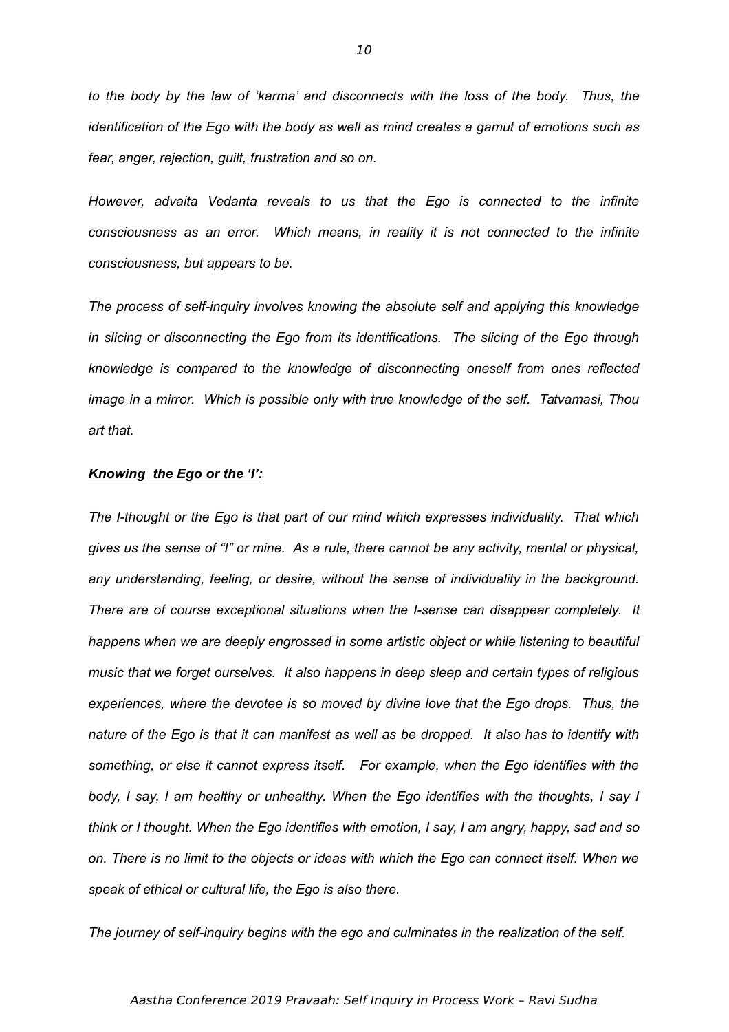*to the body by the law of 'karma' and disconnects with the loss of the body. Thus, the identification of the Ego with the body as well as mind creates a gamut of emotions such as fear, anger, rejection, guilt, frustration and so on.*

*However, advaita Vedanta reveals to us that the Ego is connected to the infinite consciousness as an error. Which means, in reality it is not connected to the infinite consciousness, but appears to be.*

*The process of self-inquiry involves knowing the absolute self and applying this knowledge in slicing or disconnecting the Ego from its identifications. The slicing of the Ego through knowledge is compared to the knowledge of disconnecting oneself from ones reflected image in a mirror. Which is possible only with true knowledge of the self. Tatvamasi, Thou art that.*

***Knowing the Ego or the 'I':***

*The I-thought or the Ego is that part of our mind which expresses individuality. That which gives us the sense of "I" or mine. As a rule, there cannot be any activity, mental or physical, any understanding, feeling, or desire, without the sense of individuality in the background. There are of course exceptional situations when the I-sense can disappear completely. It happens when we are deeply engrossed in some artistic object or while listening to beautiful music that we forget ourselves. It also happens in deep sleep and certain types of religious experiences, where the devotee is so moved by divine love that the Ego drops. Thus, the nature of the Ego is that it can manifest as well as be dropped. It also has to identify with something, or else it cannot express itself. For example, when the Ego identifies with the body, I say, I am healthy or unhealthy. When the Ego identifies with the thoughts, I say I think or I thought. When the Ego identifies with emotion, I say, I am angry, happy, sad and so on. There is no limit to the objects or ideas with which the Ego can connect itself. When we speak of ethical or cultural life, the Ego is also there.*

*The journey of self-inquiry begins with the ego and culminates in the realization of the self.*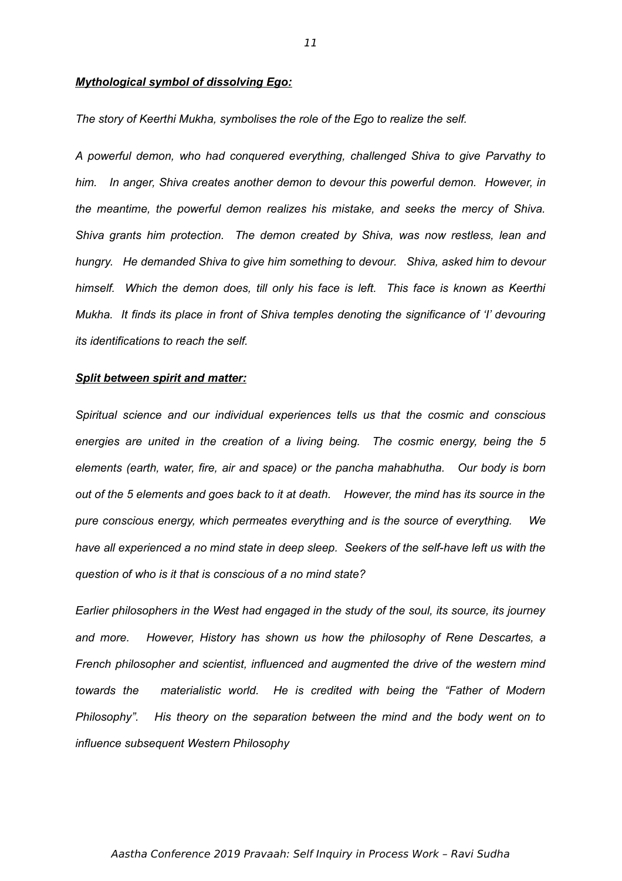***Mythological symbol of dissolving Ego:***

*The story of Keerthi Mukha, symbolises the role of the Ego to realize the self.*

*A powerful demon, who had conquered everything, challenged Shiva to give Parvathy to him. In anger, Shiva creates another demon to devour this powerful demon. However, in the meantime, the powerful demon realizes his mistake, and seeks the mercy of Shiva. Shiva grants him protection. The demon created by Shiva, was now restless, lean and hungry. He demanded Shiva to give him something to devour. Shiva, asked him to devour himself. Which the demon does, till only his face is left. This face is known as Keerthi Mukha. It finds its place in front of Shiva temples denoting the significance of 'I' devouring its identifications to reach the self.*

***Split between spirit and matter:***

*Spiritual science and our individual experiences tells us that the cosmic and conscious energies are united in the creation of a living being. The cosmic energy, being the 5 elements (earth, water, fire, air and space) or the pancha mahabhutha. Our body is born out of the 5 elements and goes back to it at death. However, the mind has its source in the pure conscious energy, which permeates everything and is the source of everything. We have all experienced a no mind state in deep sleep. Seekers of the self-have left us with the question of who is it that is conscious of a no mind state?*

*Earlier philosophers in the West had engaged in the study of the soul, its source, its journey and more. However, History has shown us how the philosophy of Rene Descartes, a French philosopher and scientist, influenced and augmented the drive of the western mind towards the materialistic world. He is credited with being the "Father of Modern Philosophy". His theory on the separation between the mind and the body went on to influence subsequent Western Philosophy*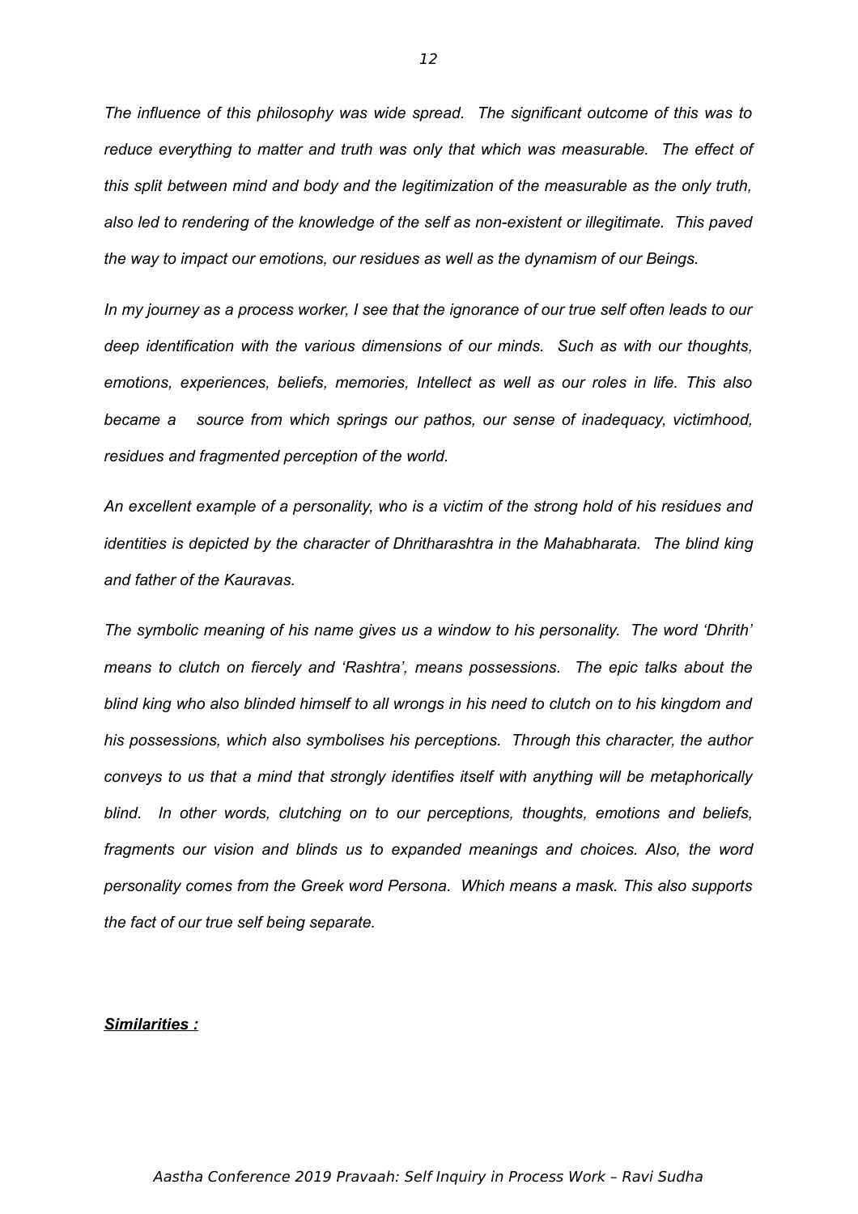*The influence of this philosophy was wide spread. The significant outcome of this was to reduce everything to matter and truth was only that which was measurable. The effect of this split between mind and body and the legitimization of the measurable as the only truth, also led to rendering of the knowledge of the self as non-existent or illegitimate. This paved the way to impact our emotions, our residues as well as the dynamism of our Beings.*

*In my journey as a process worker, I see that the ignorance of our true self often leads to our deep identification with the various dimensions of our minds. Such as with our thoughts, emotions, experiences, beliefs, memories, Intellect as well as our roles in life. This also became a source from which springs our pathos, our sense of inadequacy, victimhood, residues and fragmented perception of the world.*

*An excellent example of a personality, who is a victim of the strong hold of his residues and identities is depicted by the character of Dhritharashtra in the Mahabharata. The blind king and father of the Kauravas.*

*The symbolic meaning of his name gives us a window to his personality. The word 'Dhrith' means to clutch on fiercely and 'Rashtra', means possessions. The epic talks about the blind king who also blinded himself to all wrongs in his need to clutch on to his kingdom and his possessions, which also symbolises his perceptions. Through this character, the author conveys to us that a mind that strongly identifies itself with anything will be metaphorically blind. In other words, clutching on to our perceptions, thoughts, emotions and beliefs, fragments our vision and blinds us to expanded meanings and choices. Also, the word personality comes from the Greek word Persona. Which means a mask. This also supports the fact of our true self being separate.*

***Similarities :***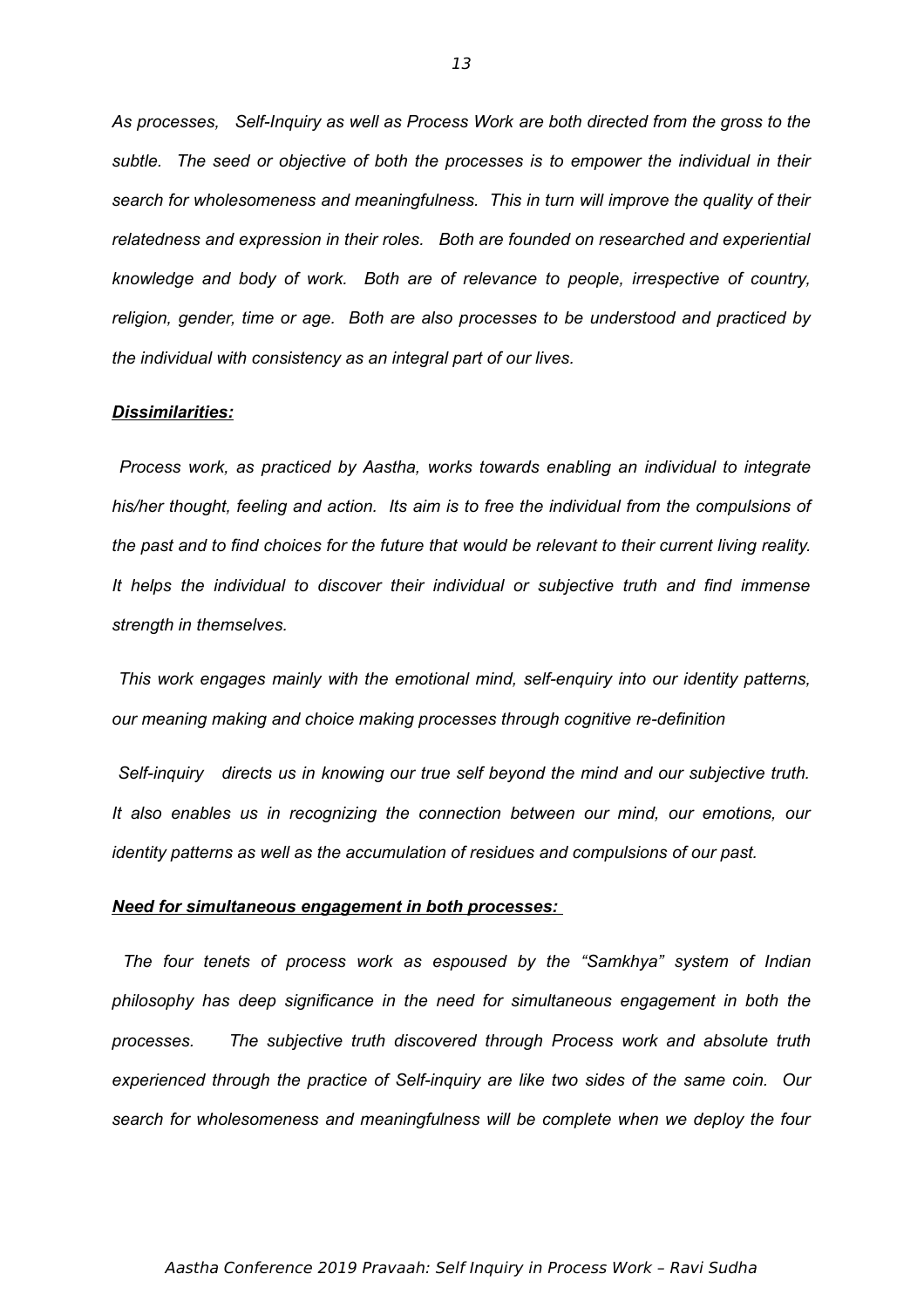*As processes, Self-Inquiry as well as Process Work are both directed from the gross to the subtle. The seed or objective of both the processes is to empower the individual in their search for wholesomeness and meaningfulness. This in turn will improve the quality of their relatedness and expression in their roles. Both are founded on researched and experiential knowledge and body of work. Both are of relevance to people, irrespective of country, religion, gender, time or age. Both are also processes to be understood and practiced by the individual with consistency as an integral part of our lives.*

***Dissimilarities:***

*Process work, as practiced by Aastha, works towards enabling an individual to integrate his/her thought, feeling and action. Its aim is to free the individual from the compulsions of the past and to find choices for the future that would be relevant to their current living reality. It helps the individual to discover their individual or subjective truth and find immense strength in themselves.*

*This work engages mainly with the emotional mind, self-enquiry into our identity patterns, our meaning making and choice making processes through cognitive re-definition*

*Self-inquiry directs us in knowing our true self beyond the mind and our subjective truth. It also enables us in recognizing the connection between our mind, our emotions, our identity patterns as well as the accumulation of residues and compulsions of our past.*

***Need for simultaneous engagement in both processes:***

*The four tenets of process work as espoused by the "Samkhya" system of Indian philosophy has deep significance in the need for simultaneous engagement in both the processes. The subjective truth discovered through Process work and absolute truth experienced through the practice of Self-inquiry are like two sides of the same coin. Our search for wholesomeness and meaningfulness will be complete when we deploy the four*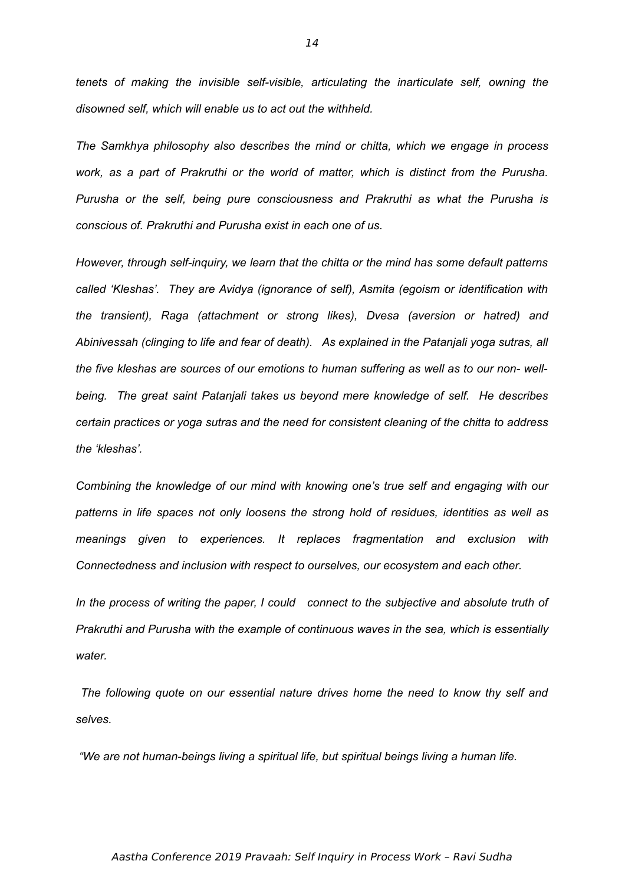*tenets of making the invisible self-visible, articulating the inarticulate self, owning the disowned self, which will enable us to act out the withheld.*

*The Samkhya philosophy also describes the mind or chitta, which we engage in process work, as a part of Prakruthi or the world of matter, which is distinct from the Purusha. Purusha or the self, being pure consciousness and Prakruthi as what the Purusha is conscious of. Prakruthi and Purusha exist in each one of us.*

*However, through self-inquiry, we learn that the chitta or the mind has some default patterns called 'Kleshas'. They are Avidya (ignorance of self), Asmita (egoism or identification with the transient), Raga (attachment or strong likes), Dvesa (aversion or hatred) and Abinivessah (clinging to life and fear of death). As explained in the Patanjali yoga sutras, all the five kleshas are sources of our emotions to human suffering as well as to our non- well-being. The great saint Patanjali takes us beyond mere knowledge of self. He describes certain practices or yoga sutras and the need for consistent cleaning of the chitta to address the 'kleshas'.*

*Combining the knowledge of our mind with knowing one's true self and engaging with our patterns in life spaces not only loosens the strong hold of residues, identities as well as meanings given to experiences. It replaces fragmentation and exclusion with Connectedness and inclusion with respect to ourselves, our ecosystem and each other.*

*In the process of writing the paper, I could connect to the subjective and absolute truth of Prakruthi and Purusha with the example of continuous waves in the sea, which is essentially water.*

*The following quote on our essential nature drives home the need to know thy self and selves.*

*"We are not human-beings living a spiritual life, but spiritual beings living a human life.*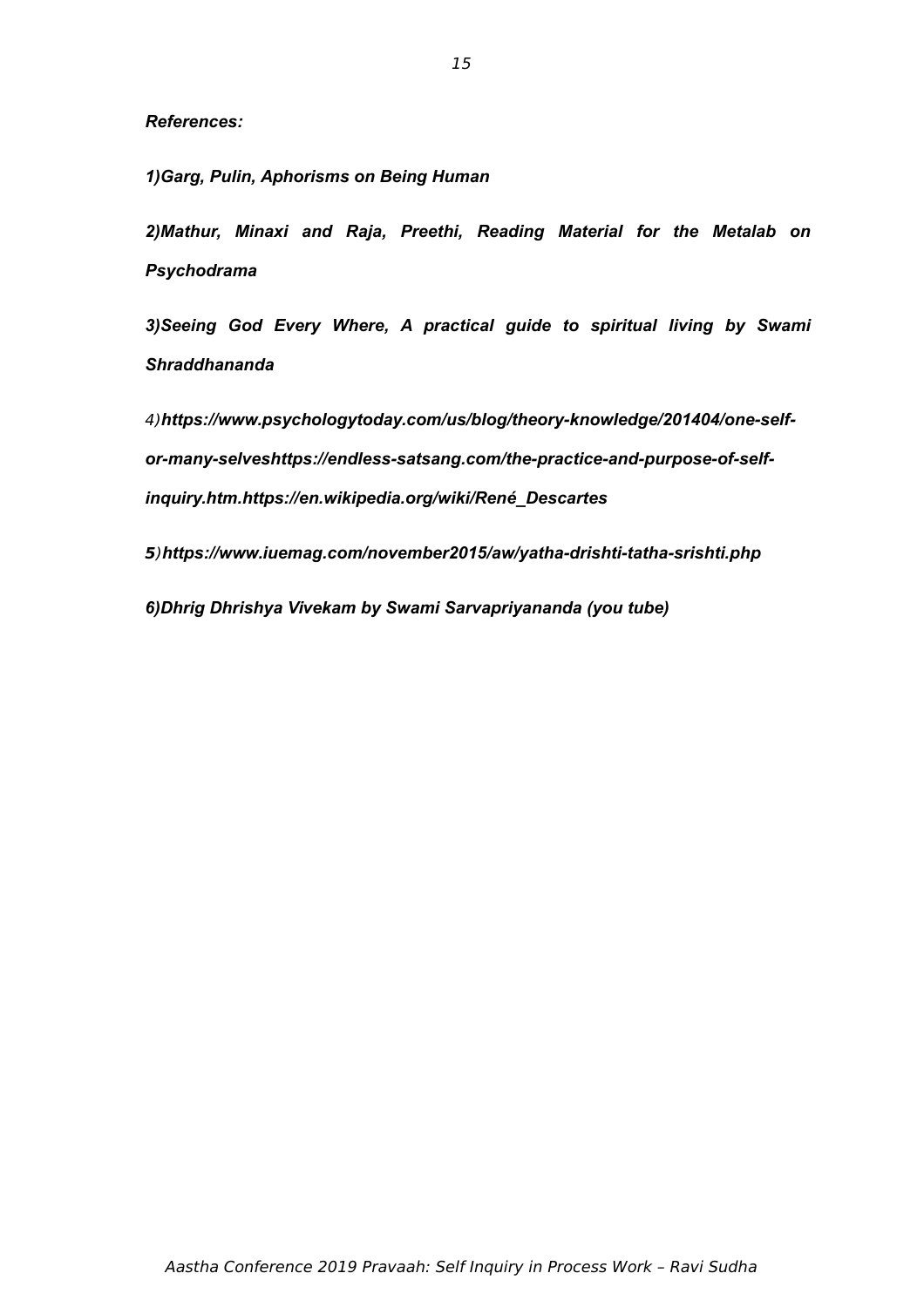***References:***

***1)Garg, Pulin, Aphorisms on Being Human***

***2)Mathur, Minaxi and Raja, Preethi, Reading Material for the Metalab on Psychodrama***

***3)Seeing God Every Where, A practical guide to spiritual living by Swami Shraddhananda***

*4)**https://www.psychologytoday.com/us/blog/theory-knowledge/201404/one-self-or-many-selveshttps://endless-satsang.com/the-practice-and-purpose-of-self-inquiry.htm.https://en.wikipedia.org/wiki/René_Descartes***

***5)https://www.iuemag.com/november2015/aw/yatha-drishti-tatha-srishti.php***

***6)Dhrig Dhrishya Vivekam by Swami Sarvapriyananda (you tube)***